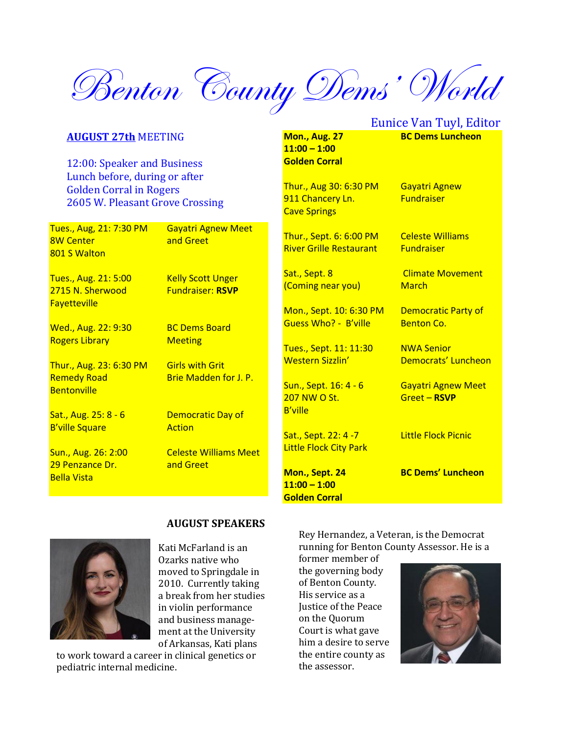# Benton County Dems' World

Eunice Van Tuyl, Editor

**AUGUST 27th** MEETING

12:00: Speaker and Business
Lunch before, during or after
Golden Corral in Rogers
2605 W. Pleasant Grove Crossing

| | |
|---|---|
| Tues., Aug, 21: 7:30 PM<br>8W Center<br>801 S Walton | Gayatri Agnew Meet and Greet |
| Tues., Aug. 21: 5:00<br>2715 N. Sherwood<br>Fayetteville | Kelly Scott Unger Fundraiser: **RSVP** |
| Wed., Aug. 22: 9:30<br>Rogers Library | BC Dems Board Meeting |
| Thur., Aug. 23: 6:30 PM<br>Remedy Road<br>Bentonville | Girls with Grit<br>Brie Madden for J. P. |
| Sat., Aug. 25: 8 - 6<br>B'ville Square | Democratic Day of Action |
| Sun., Aug. 26: 2:00<br>29 Penzance Dr.<br>Bella Vista | Celeste Williams Meet and Greet |
| **Mon., Aug. 27**<br>**11:00 – 1:00**<br>**Golden Corral** | **BC Dems Luncheon** |
| Thur., Aug 30: 6:30 PM<br>911 Chancery Ln.<br>Cave Springs | Gayatri Agnew Fundraiser |
| Thur., Sept. 6: 6:00 PM<br>River Grille Restaurant | Celeste Williams Fundraiser |
| Sat., Sept. 8<br>(Coming near you) | Climate Movement March |
| Mon., Sept. 10: 6:30 PM<br>Guess Who? - B'ville | Democratic Party of Benton Co. |
| Tues., Sept. 11: 11:30<br>Western Sizzlin' | NWA Senior Democrats' Luncheon |
| Sun., Sept. 16: 4 - 6<br>207 NW O St.<br>B'ville | Gayatri Agnew Meet Greet – **RSVP** |
| Sat., Sept. 22: 4 -7<br>Little Flock City Park | Little Flock Picnic |
| **Mon., Sept. 24**<br>**11:00 – 1:00**<br>**Golden Corral** | **BC Dems' Luncheon** |

## AUGUST SPEAKERS

Kati McFarland is an Ozarks native who moved to Springdale in 2010. Currently taking a break from her studies in violin performance and business management at the University of Arkansas, Kati plans to work toward a career in clinical genetics or pediatric internal medicine.

Rey Hernandez, a Veteran, is the Democrat running for Benton County Assessor. He is a former member of the governing body of Benton County. His service as a Justice of the Peace on the Quorum Court is what gave him a desire to serve the entire county as the assessor.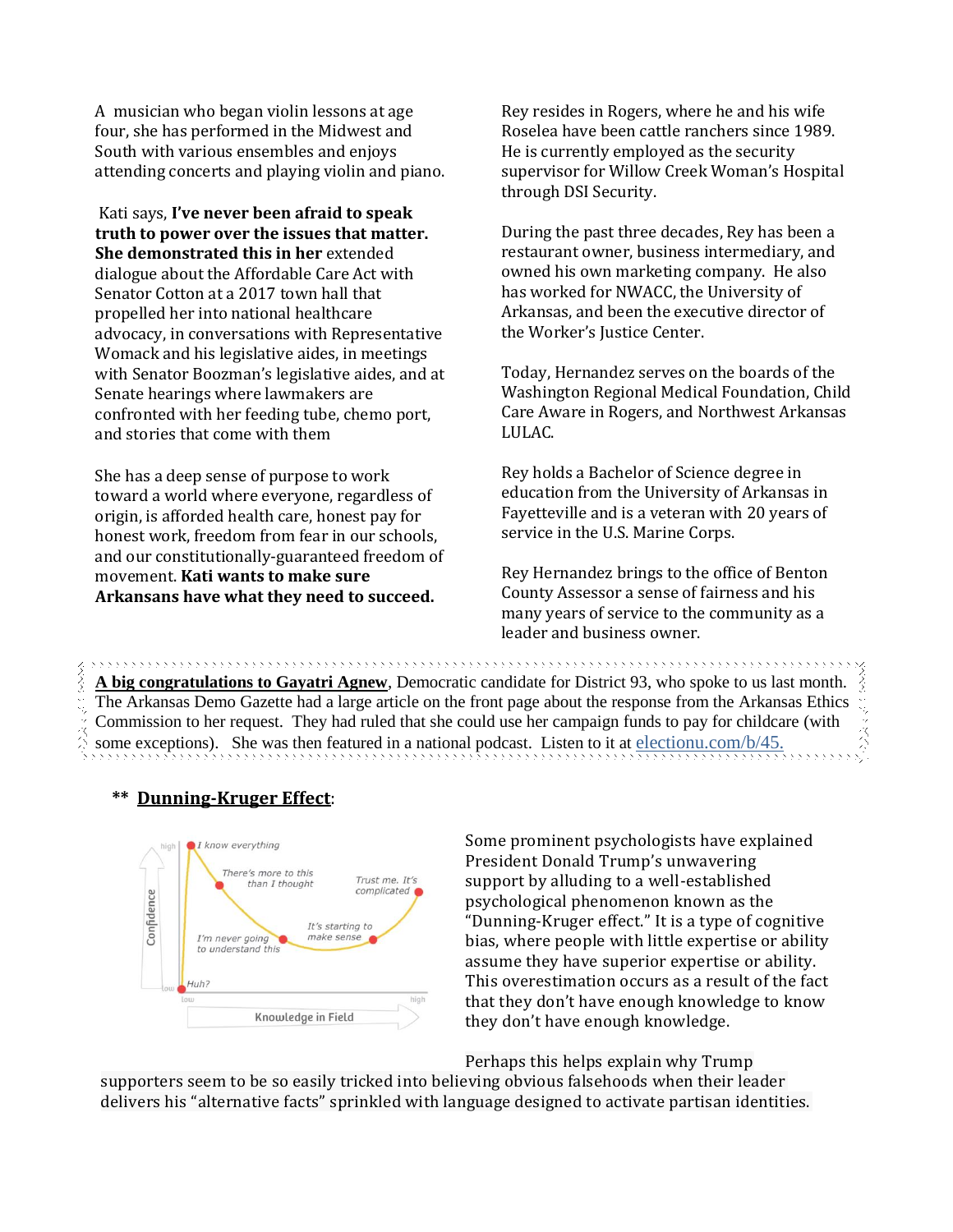A musician who began violin lessons at age four, she has performed in the Midwest and South with various ensembles and enjoys attending concerts and playing violin and piano.

Kati says, **I've never been afraid to speak truth to power over the issues that matter. She demonstrated this in her** extended dialogue about the Affordable Care Act with Senator Cotton at a 2017 town hall that propelled her into national healthcare advocacy, in conversations with Representative Womack and his legislative aides, in meetings with Senator Boozman's legislative aides, and at Senate hearings where lawmakers are confronted with her feeding tube, chemo port, and stories that come with them

She has a deep sense of purpose to work toward a world where everyone, regardless of origin, is afforded health care, honest pay for honest work, freedom from fear in our schools, and our constitutionally-guaranteed freedom of movement. **Kati wants to make sure Arkansans have what they need to succeed.**

Rey resides in Rogers, where he and his wife Roselea have been cattle ranchers since 1989. He is currently employed as the security supervisor for Willow Creek Woman's Hospital through DSI Security.

During the past three decades, Rey has been a restaurant owner, business intermediary, and owned his own marketing company. He also has worked for NWACC, the University of Arkansas, and been the executive director of the Worker's Justice Center.

Today, Hernandez serves on the boards of the Washington Regional Medical Foundation, Child Care Aware in Rogers, and Northwest Arkansas LULAC.

Rey holds a Bachelor of Science degree in education from the University of Arkansas in Fayetteville and is a veteran with 20 years of service in the U.S. Marine Corps.

Rey Hernandez brings to the office of Benton County Assessor a sense of fairness and his many years of service to the community as a leader and business owner.

---

**A big congratulations to Gayatri Agnew**, Democratic candidate for District 93, who spoke to us last month. The Arkansas Demo Gazette had a large article on the front page about the response from the Arkansas Ethics Commission to her request. They had ruled that she could use her campaign funds to pay for childcare (with some exceptions). She was then featured in a national podcast. Listen to it at electionu.com/b/45.

---

## ** Dunning-Kruger Effect:

Some prominent psychologists have explained President Donald Trump's unwavering support by alluding to a well-established psychological phenomenon known as the "Dunning-Kruger effect." It is a type of cognitive bias, where people with little expertise or ability assume they have superior expertise or ability. This overestimation occurs as a result of the fact that they don't have enough knowledge to know they don't have enough knowledge.

Perhaps this helps explain why Trump supporters seem to be so easily tricked into believing obvious falsehoods when their leader delivers his "alternative facts" sprinkled with language designed to activate partisan identities.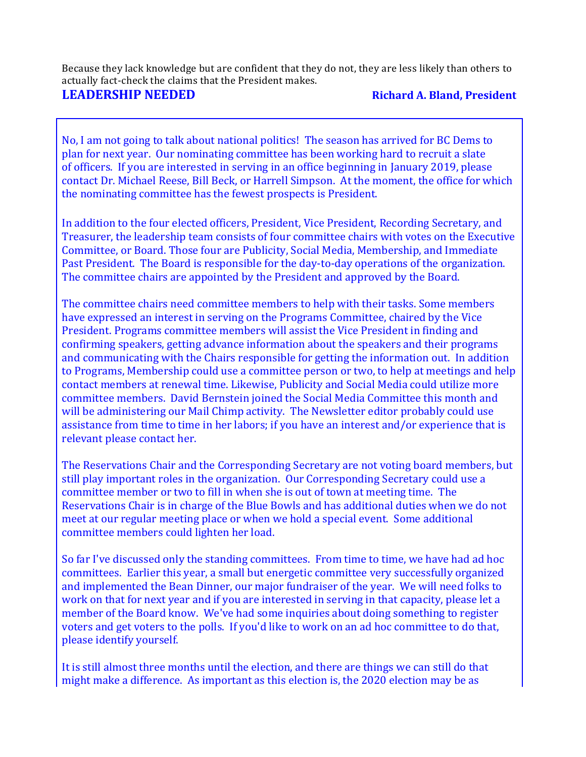Because they lack knowledge but are confident that they do not, they are less likely than others to actually fact-check the claims that the President makes.

## LEADERSHIP NEEDED

**Richard A. Bland, President**

No, I am not going to talk about national politics! The season has arrived for BC Dems to plan for next year. Our nominating committee has been working hard to recruit a slate of officers. If you are interested in serving in an office beginning in January 2019, please contact Dr. Michael Reese, Bill Beck, or Harrell Simpson. At the moment, the office for which the nominating committee has the fewest prospects is President.

In addition to the four elected officers, President, Vice President, Recording Secretary, and Treasurer, the leadership team consists of four committee chairs with votes on the Executive Committee, or Board. Those four are Publicity, Social Media, Membership, and Immediate Past President. The Board is responsible for the day-to-day operations of the organization. The committee chairs are appointed by the President and approved by the Board.

The committee chairs need committee members to help with their tasks. Some members have expressed an interest in serving on the Programs Committee, chaired by the Vice President. Programs committee members will assist the Vice President in finding and confirming speakers, getting advance information about the speakers and their programs and communicating with the Chairs responsible for getting the information out. In addition to Programs, Membership could use a committee person or two, to help at meetings and help contact members at renewal time. Likewise, Publicity and Social Media could utilize more committee members. David Bernstein joined the Social Media Committee this month and will be administering our Mail Chimp activity. The Newsletter editor probably could use assistance from time to time in her labors; if you have an interest and/or experience that is relevant please contact her.

The Reservations Chair and the Corresponding Secretary are not voting board members, but still play important roles in the organization. Our Corresponding Secretary could use a committee member or two to fill in when she is out of town at meeting time. The Reservations Chair is in charge of the Blue Bowls and has additional duties when we do not meet at our regular meeting place or when we hold a special event. Some additional committee members could lighten her load.

So far I've discussed only the standing committees. From time to time, we have had ad hoc committees. Earlier this year, a small but energetic committee very successfully organized and implemented the Bean Dinner, our major fundraiser of the year. We will need folks to work on that for next year and if you are interested in serving in that capacity, please let a member of the Board know. We've had some inquiries about doing something to register voters and get voters to the polls. If you'd like to work on an ad hoc committee to do that, please identify yourself.

It is still almost three months until the election, and there are things we can still do that might make a difference. As important as this election is, the 2020 election may be as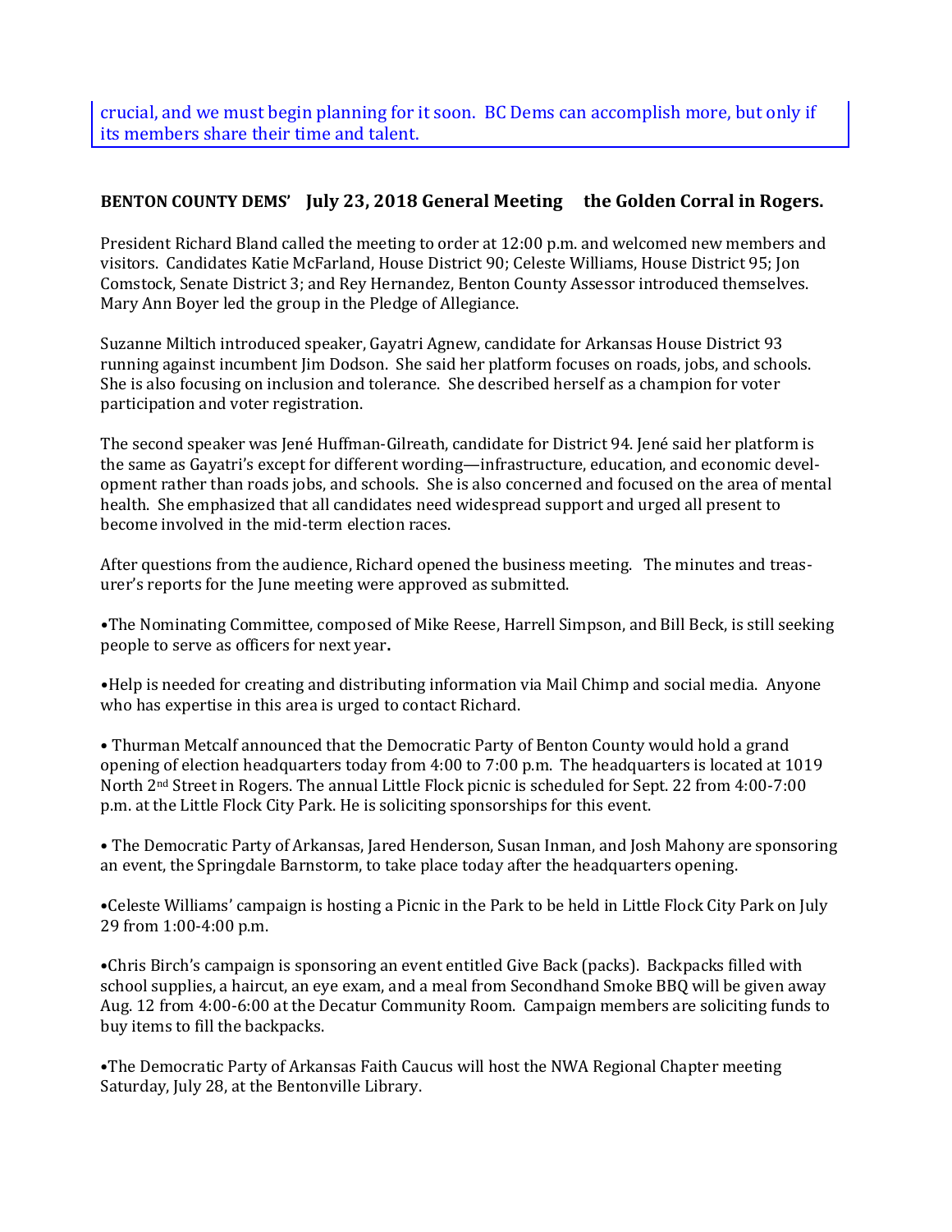crucial, and we must begin planning for it soon. BC Dems can accomplish more, but only if its members share their time and talent.

**BENTON COUNTY DEMS' July 23, 2018 General Meeting the Golden Corral in Rogers.**

President Richard Bland called the meeting to order at 12:00 p.m. and welcomed new members and visitors. Candidates Katie McFarland, House District 90; Celeste Williams, House District 95; Jon Comstock, Senate District 3; and Rey Hernandez, Benton County Assessor introduced themselves. Mary Ann Boyer led the group in the Pledge of Allegiance.

Suzanne Miltich introduced speaker, Gayatri Agnew, candidate for Arkansas House District 93 running against incumbent Jim Dodson. She said her platform focuses on roads, jobs, and schools. She is also focusing on inclusion and tolerance. She described herself as a champion for voter participation and voter registration.

The second speaker was Jené Huffman-Gilreath, candidate for District 94. Jené said her platform is the same as Gayatri's except for different wording—infrastructure, education, and economic development rather than roads jobs, and schools. She is also concerned and focused on the area of mental health. She emphasized that all candidates need widespread support and urged all present to become involved in the mid-term election races.

After questions from the audience, Richard opened the business meeting. The minutes and treasurer's reports for the June meeting were approved as submitted.

•The Nominating Committee, composed of Mike Reese, Harrell Simpson, and Bill Beck, is still seeking people to serve as officers for next year**.**

•Help is needed for creating and distributing information via Mail Chimp and social media. Anyone who has expertise in this area is urged to contact Richard.

• Thurman Metcalf announced that the Democratic Party of Benton County would hold a grand opening of election headquarters today from 4:00 to 7:00 p.m. The headquarters is located at 1019 North 2nd Street in Rogers. The annual Little Flock picnic is scheduled for Sept. 22 from 4:00-7:00 p.m. at the Little Flock City Park. He is soliciting sponsorships for this event.

• The Democratic Party of Arkansas, Jared Henderson, Susan Inman, and Josh Mahony are sponsoring an event, the Springdale Barnstorm, to take place today after the headquarters opening.

•Celeste Williams' campaign is hosting a Picnic in the Park to be held in Little Flock City Park on July 29 from 1:00-4:00 p.m.

•Chris Birch's campaign is sponsoring an event entitled Give Back (packs). Backpacks filled with school supplies, a haircut, an eye exam, and a meal from Secondhand Smoke BBQ will be given away Aug. 12 from 4:00-6:00 at the Decatur Community Room. Campaign members are soliciting funds to buy items to fill the backpacks.

•The Democratic Party of Arkansas Faith Caucus will host the NWA Regional Chapter meeting Saturday, July 28, at the Bentonville Library.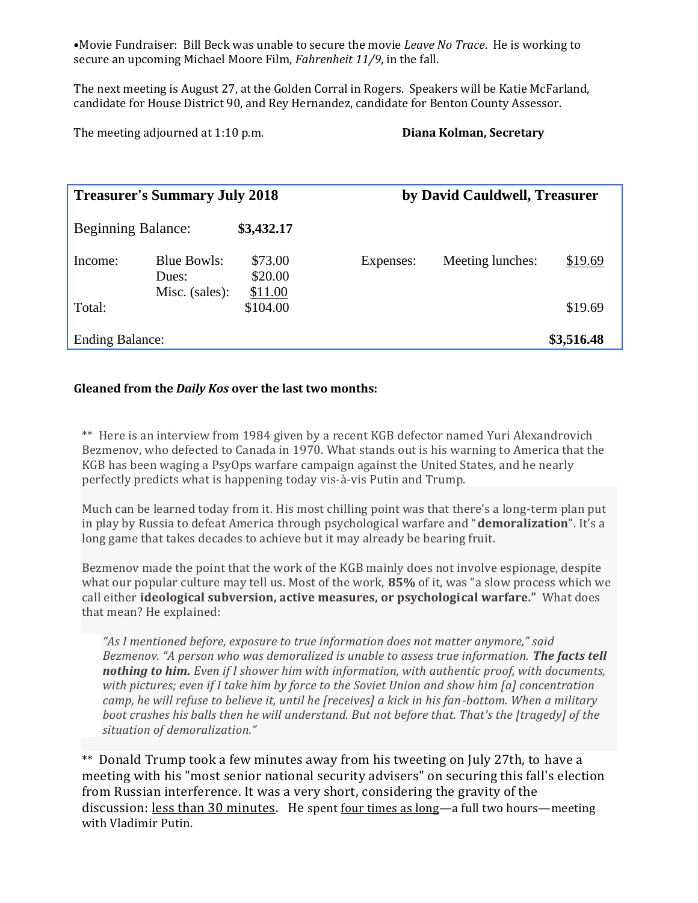•Movie Fundraiser: Bill Beck was unable to secure the movie *Leave No Trace*. He is working to secure an upcoming Michael Moore Film, *Fahrenheit 11/9*, in the fall.

The next meeting is August 27, at the Golden Corral in Rogers. Speakers will be Katie McFarland, candidate for House District 90, and Rey Hernandez, candidate for Benton County Assessor.

The meeting adjourned at 1:10 p.m. **Diana Kolman, Secretary**

| **Treasurer's Summary July 2018** | | | | **by David Cauldwell, Treasurer** | |
|---|---|---|---|---|---|
| Beginning Balance: | | **$3,432.17** | | | |
| Income: | Blue Bowls: | $73.00 | Expenses: | Meeting lunches: | $19.69 |
| | Dues: | $20.00 | | | |
| | Misc. (sales): | $11.00 | | | |
| Total: | | $104.00 | | | $19.69 |
| Ending Balance: | | | | | **$3,516.48** |

**Gleaned from the *Daily Kos* over the last two months:**

\*\* Here is an interview from 1984 given by a recent KGB defector named Yuri Alexandrovich Bezmenov, who defected to Canada in 1970. What stands out is his warning to America that the KGB has been waging a PsyOps warfare campaign against the United States, and he nearly perfectly predicts what is happening today vis-à-vis Putin and Trump.

Much can be learned today from it. His most chilling point was that there's a long-term plan put in play by Russia to defeat America through psychological warfare and "**demoralization**". It's a long game that takes decades to achieve but it may already be bearing fruit.

Bezmenov made the point that the work of the KGB mainly does not involve espionage, despite what our popular culture may tell us. Most of the work, **85%** of it, was "a slow process which we call either **ideological subversion, active measures, or psychological warfare."** What does that mean? He explained:

> *"As I mentioned before, exposure to true information does not matter anymore," said Bezmenov. "A person who was demoralized is unable to assess true information.* ***The facts tell nothing to him.*** *Even if I shower him with information, with authentic proof, with documents, with pictures; even if I take him by force to the Soviet Union and show him [a] concentration camp, he will refuse to believe it, until he [receives] a kick in his fan-bottom. When a military boot crashes his balls then he will understand. But not before that. That's the [tragedy] of the situation of demoralization."*

\*\* Donald Trump took a few minutes away from his tweeting on July 27th, to have a meeting with his "most senior national security advisers" on securing this fall's election from Russian interference. It was a very short, considering the gravity of the discussion: <u>less than 30 minutes</u>. He spent <u>four times as long</u>—a full two hours—meeting with Vladimir Putin.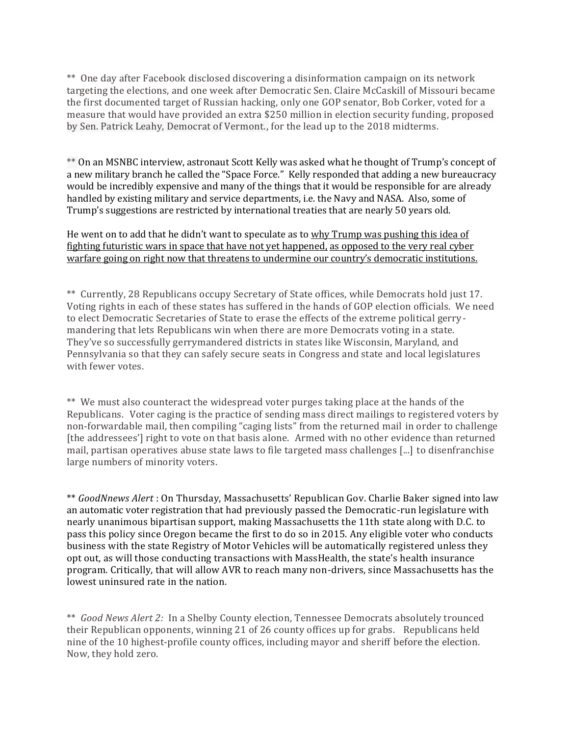** One day after Facebook disclosed discovering a disinformation campaign on its network targeting the elections, and one week after Democratic Sen. Claire McCaskill of Missouri became the first documented target of Russian hacking, only one GOP senator, Bob Corker, voted for a measure that would have provided an extra $250 million in election security funding, proposed by Sen. Patrick Leahy, Democrat of Vermont., for the lead up to the 2018 midterms.

** On an MSNBC interview, astronaut Scott Kelly was asked what he thought of Trump's concept of a new military branch he called the "Space Force." Kelly responded that adding a new bureaucracy would be incredibly expensive and many of the things that it would be responsible for are already handled by existing military and service departments, i.e. the Navy and NASA. Also, some of Trump's suggestions are restricted by international treaties that are nearly 50 years old.

He went on to add that he didn't want to speculate as to <u>why Trump was pushing this idea of fighting futuristic wars in space that have not yet happened,</u> <u>as opposed to the very real cyber warfare going on right now that threatens to undermine our country's democratic institutions.</u>

** Currently, 28 Republicans occupy Secretary of State offices, while Democrats hold just 17. Voting rights in each of these states has suffered in the hands of GOP election officials. We need to elect Democratic Secretaries of State to erase the effects of the extreme political gerry-mandering that lets Republicans win when there are more Democrats voting in a state. They've so successfully gerrymandered districts in states like Wisconsin, Maryland, and Pennsylvania so that they can safely secure seats in Congress and state and local legislatures with fewer votes.

** We must also counteract the widespread voter purges taking place at the hands of the Republicans. Voter caging is the practice of sending mass direct mailings to registered voters by non-forwardable mail, then compiling "caging lists" from the returned mail in order to challenge [the addressees'] right to vote on that basis alone. Armed with no other evidence than returned mail, partisan operatives abuse state laws to file targeted mass challenges [...] to disenfranchise large numbers of minority voters.

** *GoodNnews Alert* : On Thursday, Massachusetts' Republican Gov. Charlie Baker signed into law an automatic voter registration that had previously passed the Democratic-run legislature with nearly unanimous bipartisan support, making Massachusetts the 11th state along with D.C. to pass this policy since Oregon became the first to do so in 2015. Any eligible voter who conducts business with the state Registry of Motor Vehicles will be automatically registered unless they opt out, as will those conducting transactions with MassHealth, the state's health insurance program. Critically, that will allow AVR to reach many non-drivers, since Massachusetts has the lowest uninsured rate in the nation.

** *Good News Alert 2:* In a Shelby County election, Tennessee Democrats absolutely trounced their Republican opponents, winning 21 of 26 county offices up for grabs. Republicans held nine of the 10 highest-profile county offices, including mayor and sheriff before the election. Now, they hold zero.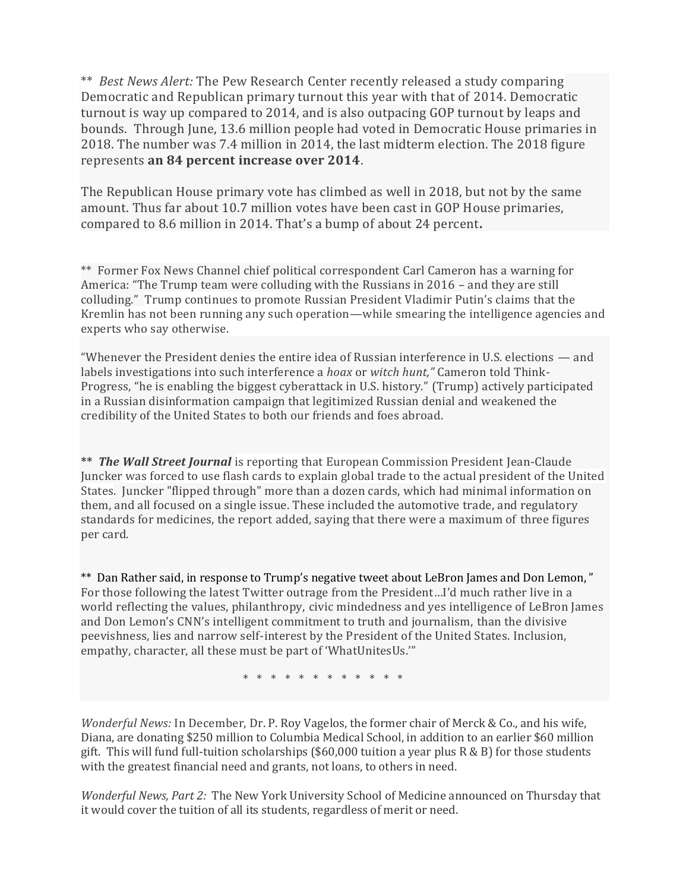** *Best News Alert:* The Pew Research Center recently released a study comparing Democratic and Republican primary turnout this year with that of 2014. Democratic turnout is way up compared to 2014, and is also outpacing GOP turnout by leaps and bounds. Through June, 13.6 million people had voted in Democratic House primaries in 2018. The number was 7.4 million in 2014, the last midterm election. The 2018 figure represents **an 84 percent increase over 2014**.

The Republican House primary vote has climbed as well in 2018, but not by the same amount. Thus far about 10.7 million votes have been cast in GOP House primaries, compared to 8.6 million in 2014. That's a bump of about 24 percent**.**

** Former Fox News Channel chief political correspondent Carl Cameron has a warning for America: "The Trump team were colluding with the Russians in 2016 – and they are still colluding." Trump continues to promote Russian President Vladimir Putin's claims that the Kremlin has not been running any such operation—while smearing the intelligence agencies and experts who say otherwise.

"Whenever the President denies the entire idea of Russian interference in U.S. elections — and labels investigations into such interference a *hoax* or *witch hunt,"* Cameron told Think-Progress, "he is enabling the biggest cyberattack in U.S. history." (Trump) actively participated in a Russian disinformation campaign that legitimized Russian denial and weakened the credibility of the United States to both our friends and foes abroad.

** ***The Wall Street Journal*** is reporting that European Commission President Jean-Claude Juncker was forced to use flash cards to explain global trade to the actual president of the United States. Juncker "flipped through" more than a dozen cards, which had minimal information on them, and all focused on a single issue. These included the automotive trade, and regulatory standards for medicines, the report added, saying that there were a maximum of three figures per card.

** Dan Rather said, in response to Trump's negative tweet about LeBron James and Don Lemon, " For those following the latest Twitter outrage from the President…I'd much rather live in a world reflecting the values, philanthropy, civic mindedness and yes intelligence of LeBron James and Don Lemon's CNN's intelligent commitment to truth and journalism, than the divisive peevishness, lies and narrow self-interest by the President of the United States. Inclusion, empathy, character, all these must be part of 'WhatUnitesUs.'"

\* \* \* \* \* \* \* \* \* \* \* \*

*Wonderful News:* In December, Dr. P. Roy Vagelos, the former chair of Merck & Co., and his wife, Diana, are donating $250 million to Columbia Medical School, in addition to an earlier $60 million gift. This will fund full-tuition scholarships ($60,000 tuition a year plus R & B) for those students with the greatest financial need and grants, not loans, to others in need.

*Wonderful News, Part 2:* The New York University School of Medicine announced on Thursday that it would cover the tuition of all its students, regardless of merit or need.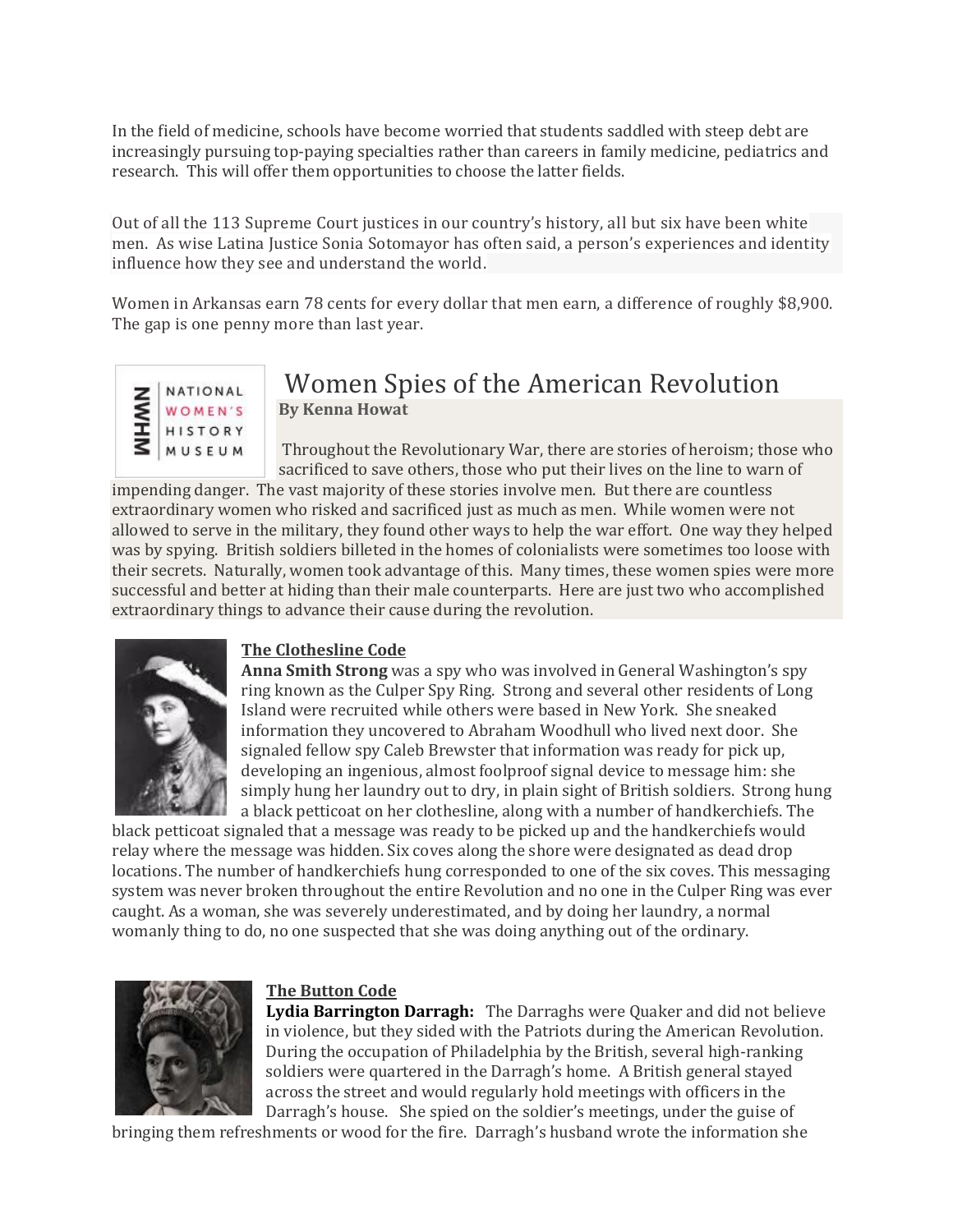In the field of medicine, schools have become worried that students saddled with steep debt are increasingly pursuing top-paying specialties rather than careers in family medicine, pediatrics and research. This will offer them opportunities to choose the latter fields.

Out of all the 113 Supreme Court justices in our country's history, all but six have been white men. As wise Latina Justice Sonia Sotomayor has often said, a person's experiences and identity influence how they see and understand the world.

Women in Arkansas earn 78 cents for every dollar that men earn, a difference of roughly $8,900. The gap is one penny more than last year.

NATIONAL WOMEN'S HISTORY MUSEUM

# Women Spies of the American Revolution

**By Kenna Howat**

Throughout the Revolutionary War, there are stories of heroism; those who sacrificed to save others, those who put their lives on the line to warn of impending danger. The vast majority of these stories involve men. But there are countless extraordinary women who risked and sacrificed just as much as men. While women were not allowed to serve in the military, they found other ways to help the war effort. One way they helped was by spying. British soldiers billeted in the homes of colonialists were sometimes too loose with their secrets. Naturally, women took advantage of this. Many times, these women spies were more successful and better at hiding than their male counterparts. Here are just two who accomplished extraordinary things to advance their cause during the revolution.

## The Clothesline Code

**Anna Smith Strong** was a spy who was involved in General Washington's spy ring known as the Culper Spy Ring. Strong and several other residents of Long Island were recruited while others were based in New York. She sneaked information they uncovered to Abraham Woodhull who lived next door. She signaled fellow spy Caleb Brewster that information was ready for pick up, developing an ingenious, almost foolproof signal device to message him: she simply hung her laundry out to dry, in plain sight of British soldiers. Strong hung a black petticoat on her clothesline, along with a number of handkerchiefs. The black petticoat signaled that a message was ready to be picked up and the handkerchiefs would relay where the message was hidden. Six coves along the shore were designated as dead drop locations. The number of handkerchiefs hung corresponded to one of the six coves. This messaging system was never broken throughout the entire Revolution and no one in the Culper Ring was ever caught. As a woman, she was severely underestimated, and by doing her laundry, a normal womanly thing to do, no one suspected that she was doing anything out of the ordinary.

## The Button Code

**Lydia Barrington Darragh:** The Darraghs were Quaker and did not believe in violence, but they sided with the Patriots during the American Revolution. During the occupation of Philadelphia by the British, several high-ranking soldiers were quartered in the Darragh's home. A British general stayed across the street and would regularly hold meetings with officers in the Darragh's house. She spied on the soldier's meetings, under the guise of bringing them refreshments or wood for the fire. Darragh's husband wrote the information she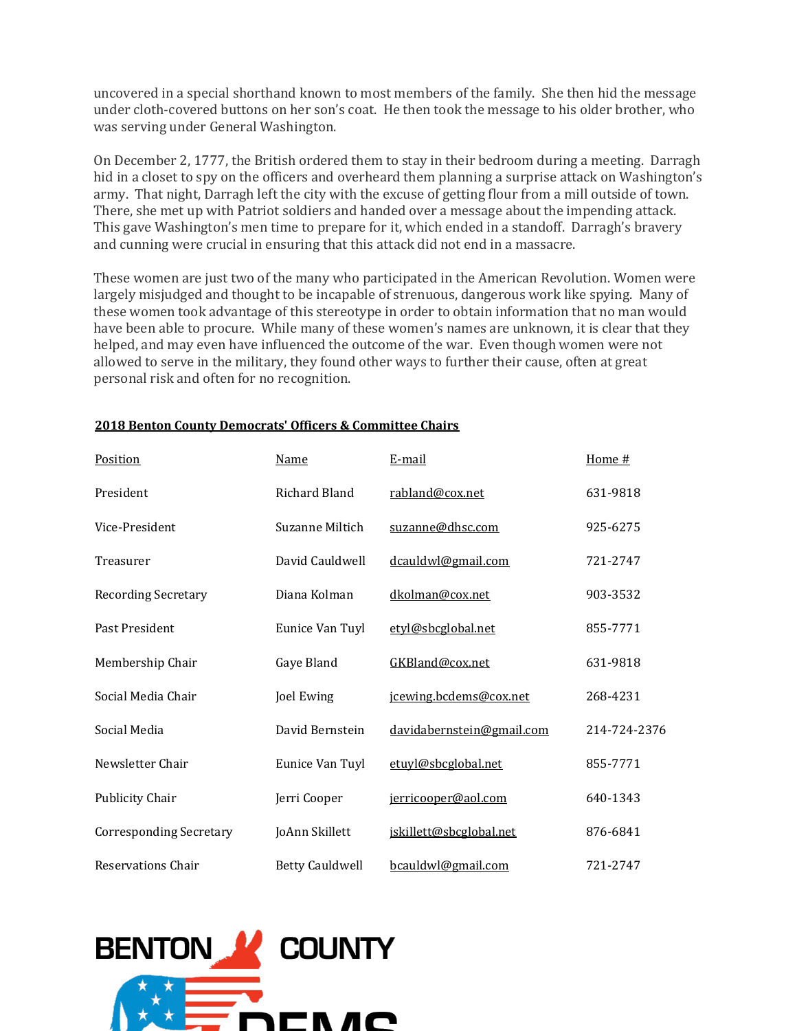uncovered in a special shorthand known to most members of the family. She then hid the message under cloth-covered buttons on her son's coat. He then took the message to his older brother, who was serving under General Washington.

On December 2, 1777, the British ordered them to stay in their bedroom during a meeting. Darragh hid in a closet to spy on the officers and overheard them planning a surprise attack on Washington's army. That night, Darragh left the city with the excuse of getting flour from a mill outside of town. There, she met up with Patriot soldiers and handed over a message about the impending attack. This gave Washington's men time to prepare for it, which ended in a standoff. Darragh's bravery and cunning were crucial in ensuring that this attack did not end in a massacre.

These women are just two of the many who participated in the American Revolution. Women were largely misjudged and thought to be incapable of strenuous, dangerous work like spying. Many of these women took advantage of this stereotype in order to obtain information that no man would have been able to procure. While many of these women's names are unknown, it is clear that they helped, and may even have influenced the outcome of the war. Even though women were not allowed to serve in the military, they found other ways to further their cause, often at great personal risk and often for no recognition.

**2018 Benton County Democrats' Officers & Committee Chairs**

| Position | Name | E-mail | Home # |
|---|---|---|---|
| President | Richard Bland | rabland@cox.net | 631-9818 |
| Vice-President | Suzanne Miltich | suzanne@dhsc.com | 925-6275 |
| Treasurer | David Cauldwell | dcauldwl@gmail.com | 721-2747 |
| Recording Secretary | Diana Kolman | dkolman@cox.net | 903-3532 |
| Past President | Eunice Van Tuyl | etyl@sbcglobal.net | 855-7771 |
| Membership Chair | Gaye Bland | GKBland@cox.net | 631-9818 |
| Social Media Chair | Joel Ewing | jcewing.bcdems@cox.net | 268-4231 |
| Social Media | David Bernstein | davidabernstein@gmail.com | 214-724-2376 |
| Newsletter Chair | Eunice Van Tuyl | etuyl@sbcglobal.net | 855-7771 |
| Publicity Chair | Jerri Cooper | jerricooper@aol.com | 640-1343 |
| Corresponding Secretary | JoAnn Skillett | jskillett@sbcglobal.net | 876-6841 |
| Reservations Chair | Betty Cauldwell | bcauldwl@gmail.com | 721-2747 |

BENTON COUNTY DEMS